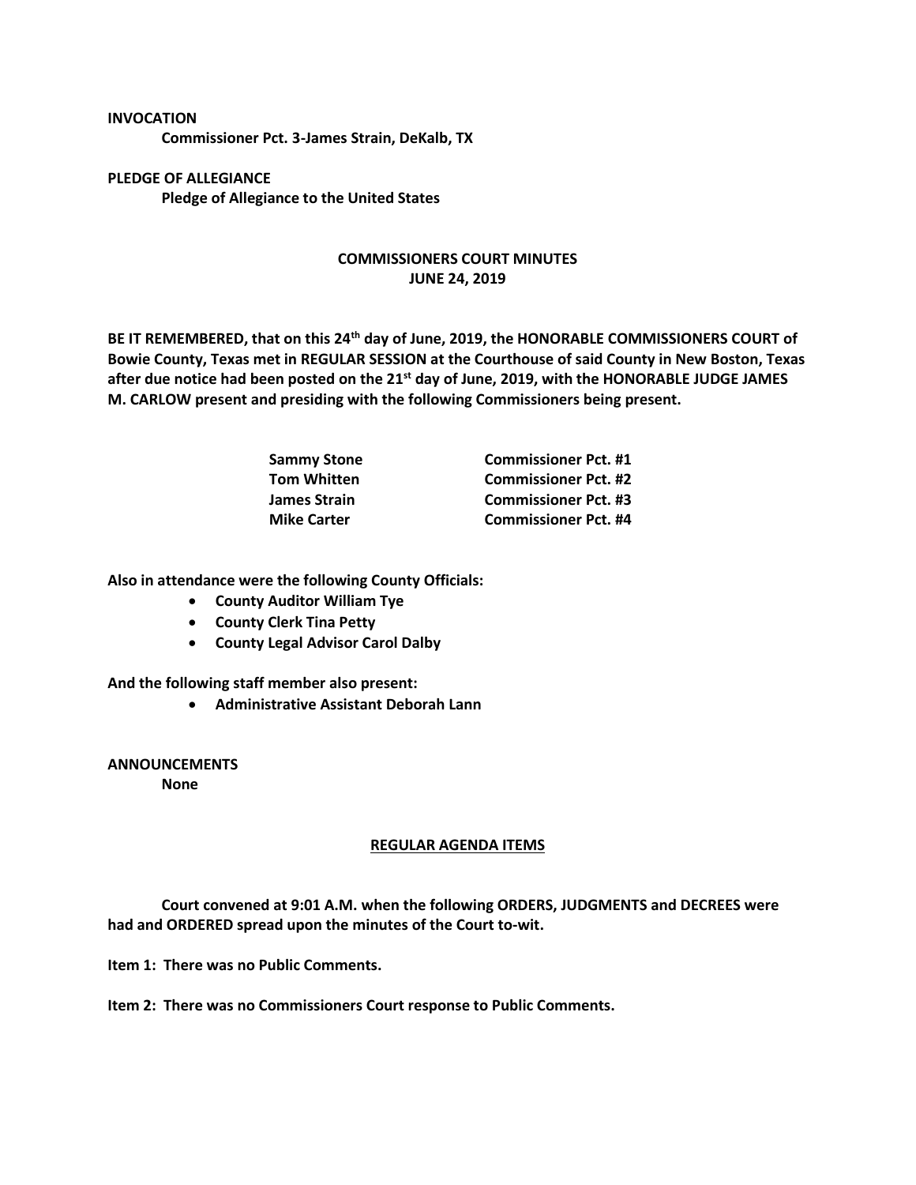**INVOCATION**

**Commissioner Pct. 3-James Strain, DeKalb, TX**

**PLEDGE OF ALLEGIANCE**

**Pledge of Allegiance to the United States**

## COMMISSIONERS COURT MINUTES
## JUNE 24, 2019

**BE IT REMEMBERED, that on this 24th day of June, 2019, the HONORABLE COMMISSIONERS COURT of Bowie County, Texas met in REGULAR SESSION at the Courthouse of said County in New Boston, Texas after due notice had been posted on the 21st day of June, 2019, with the HONORABLE JUDGE JAMES M. CARLOW present and presiding with the following Commissioners being present.**

| | |
|---|---|
| **Sammy Stone** | **Commissioner Pct. #1** |
| **Tom Whitten** | **Commissioner Pct. #2** |
| **James Strain** | **Commissioner Pct. #3** |
| **Mike Carter** | **Commissioner Pct. #4** |

**Also in attendance were the following County Officials:**

- **County Auditor William Tye**
- **County Clerk Tina Petty**
- **County Legal Advisor Carol Dalby**

**And the following staff member also present:**

- **Administrative Assistant Deborah Lann**

**ANNOUNCEMENTS**

**None**

## REGULAR AGENDA ITEMS

**Court convened at 9:01 A.M. when the following ORDERS, JUDGMENTS and DECREES were had and ORDERED spread upon the minutes of the Court to-wit.**

**Item 1: There was no Public Comments.**

**Item 2: There was no Commissioners Court response to Public Comments.**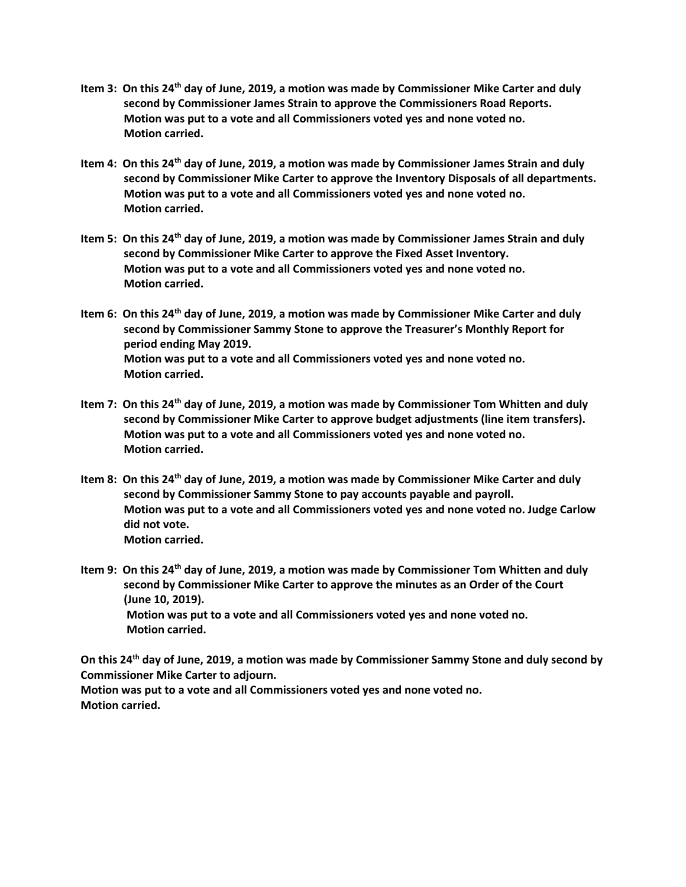**Item 3: On this 24th day of June, 2019, a motion was made by Commissioner Mike Carter and duly second by Commissioner James Strain to approve the Commissioners Road Reports.**
**Motion was put to a vote and all Commissioners voted yes and none voted no.**
**Motion carried.**

**Item 4: On this 24th day of June, 2019, a motion was made by Commissioner James Strain and duly second by Commissioner Mike Carter to approve the Inventory Disposals of all departments.**
**Motion was put to a vote and all Commissioners voted yes and none voted no.**
**Motion carried.**

**Item 5: On this 24th day of June, 2019, a motion was made by Commissioner James Strain and duly second by Commissioner Mike Carter to approve the Fixed Asset Inventory.**
**Motion was put to a vote and all Commissioners voted yes and none voted no.**
**Motion carried.**

**Item 6: On this 24th day of June, 2019, a motion was made by Commissioner Mike Carter and duly second by Commissioner Sammy Stone to approve the Treasurer's Monthly Report for period ending May 2019.**
**Motion was put to a vote and all Commissioners voted yes and none voted no.**
**Motion carried.**

**Item 7: On this 24th day of June, 2019, a motion was made by Commissioner Tom Whitten and duly second by Commissioner Mike Carter to approve budget adjustments (line item transfers).**
**Motion was put to a vote and all Commissioners voted yes and none voted no.**
**Motion carried.**

**Item 8: On this 24th day of June, 2019, a motion was made by Commissioner Mike Carter and duly second by Commissioner Sammy Stone to pay accounts payable and payroll.**
**Motion was put to a vote and all Commissioners voted yes and none voted no. Judge Carlow did not vote.**
**Motion carried.**

**Item 9: On this 24th day of June, 2019, a motion was made by Commissioner Tom Whitten and duly second by Commissioner Mike Carter to approve the minutes as an Order of the Court (June 10, 2019).**
**Motion was put to a vote and all Commissioners voted yes and none voted no.**
**Motion carried.**

**On this 24th day of June, 2019, a motion was made by Commissioner Sammy Stone and duly second by Commissioner Mike Carter to adjourn.**
**Motion was put to a vote and all Commissioners voted yes and none voted no.**
**Motion carried.**